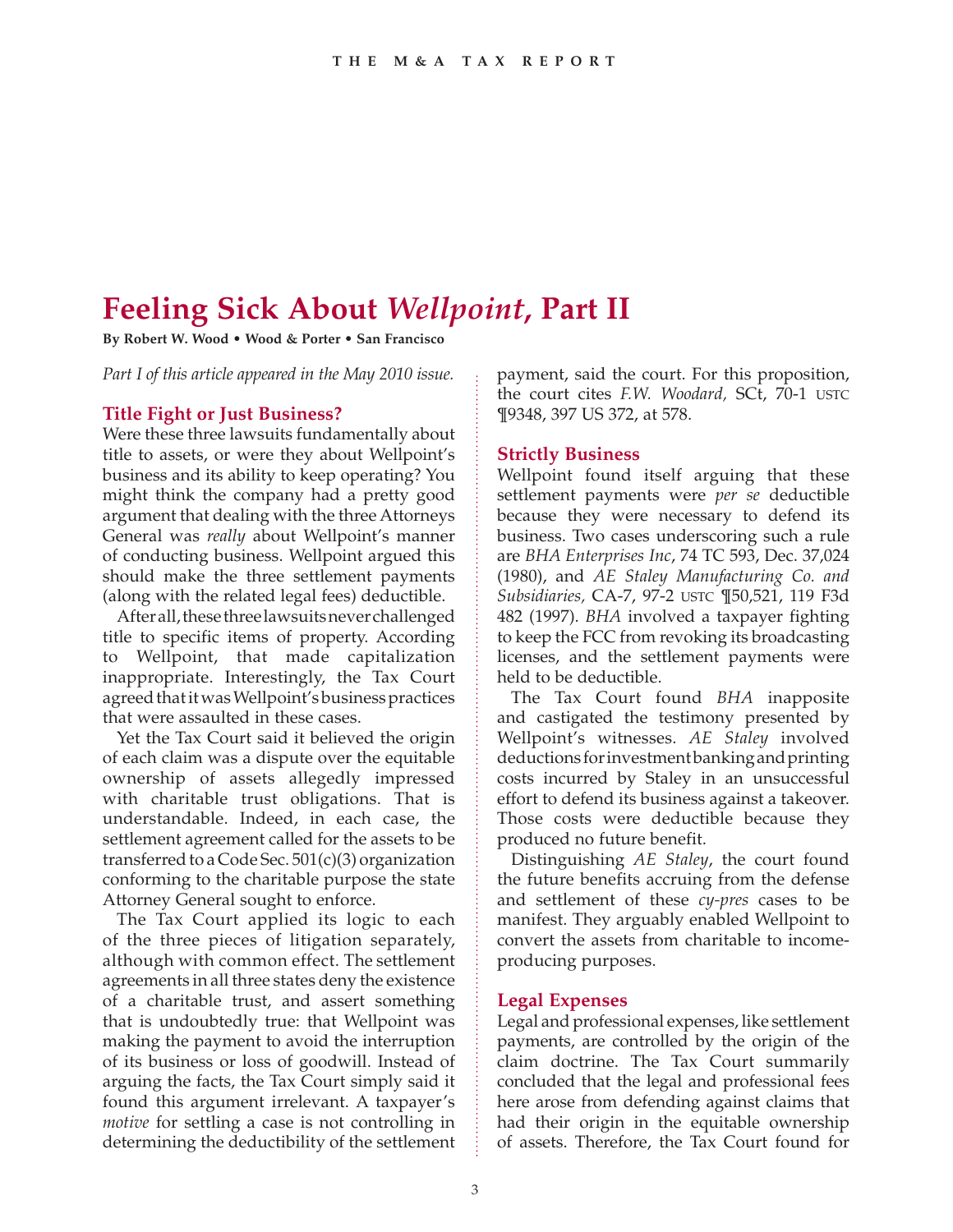# Feeling Sick About *Wellpoint*, Part II

**By Robert W. Wood • Wood & Porter • San Francisco**

*Part I of this article appeared in the May 2010 issue.*

## Title Fight or Just Business?

Were these three lawsuits fundamentally about title to assets, or were they about Wellpoint's business and its ability to keep operating? You might think the company had a pretty good argument that dealing with the three Attorneys General was *really* about Wellpoint's manner of conducting business. Wellpoint argued this should make the three settlement payments (along with the related legal fees) deductible.

After all, these three lawsuits never challenged title to specific items of property. According to Wellpoint, that made capitalization inappropriate. Interestingly, the Tax Court agreed that it was Wellpoint's business practices that were assaulted in these cases.

Yet the Tax Court said it believed the origin of each claim was a dispute over the equitable ownership of assets allegedly impressed with charitable trust obligations. That is understandable. Indeed, in each case, the settlement agreement called for the assets to be transferred to a Code Sec. 501(c)(3) organization conforming to the charitable purpose the state Attorney General sought to enforce.

The Tax Court applied its logic to each of the three pieces of litigation separately, although with common effect. The settlement agreements in all three states deny the existence of a charitable trust, and assert something that is undoubtedly true: that Wellpoint was making the payment to avoid the interruption of its business or loss of goodwill. Instead of arguing the facts, the Tax Court simply said it found this argument irrelevant. A taxpayer's *motive* for settling a case is not controlling in determining the deductibility of the settlement payment, said the court. For this proposition, the court cites *F.W. Woodard,* SCt, 70-1 USTC ¶9348, 397 US 372, at 578.

## Strictly Business

Wellpoint found itself arguing that these settlement payments were *per se* deductible because they were necessary to defend its business. Two cases underscoring such a rule are *BHA Enterprises Inc*, 74 TC 593, Dec. 37,024 (1980), and *AE Staley Manufacturing Co. and Subsidiaries,* CA-7, 97-2 USTC ¶50,521, 119 F3d 482 (1997). *BHA* involved a taxpayer fighting to keep the FCC from revoking its broadcasting licenses, and the settlement payments were held to be deductible.

The Tax Court found *BHA* inapposite and castigated the testimony presented by Wellpoint's witnesses. *AE Staley* involved deductions for investment banking and printing costs incurred by Staley in an unsuccessful effort to defend its business against a takeover. Those costs were deductible because they produced no future benefit.

Distinguishing *AE Staley*, the court found the future benefits accruing from the defense and settlement of these *cy-pres* cases to be manifest. They arguably enabled Wellpoint to convert the assets from charitable to income-producing purposes.

## Legal Expenses

Legal and professional expenses, like settlement payments, are controlled by the origin of the claim doctrine. The Tax Court summarily concluded that the legal and professional fees here arose from defending against claims that had their origin in the equitable ownership of assets. Therefore, the Tax Court found for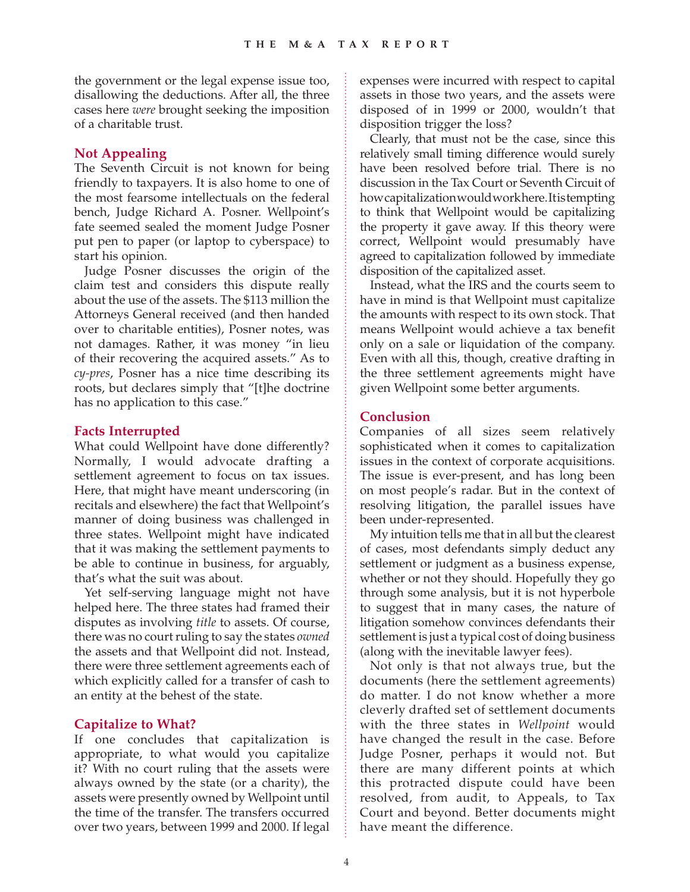the government or the legal expense issue too, disallowing the deductions. After all, the three cases here *were* brought seeking the imposition of a charitable trust.

## Not Appealing

The Seventh Circuit is not known for being friendly to taxpayers. It is also home to one of the most fearsome intellectuals on the federal bench, Judge Richard A. Posner. Wellpoint's fate seemed sealed the moment Judge Posner put pen to paper (or laptop to cyberspace) to start his opinion.

Judge Posner discusses the origin of the claim test and considers this dispute really about the use of the assets. The $113 million the Attorneys General received (and then handed over to charitable entities), Posner notes, was not damages. Rather, it was money "in lieu of their recovering the acquired assets." As to *cy-pres*, Posner has a nice time describing its roots, but declares simply that "[t]he doctrine has no application to this case."

## Facts Interrupted

What could Wellpoint have done differently? Normally, I would advocate drafting a settlement agreement to focus on tax issues. Here, that might have meant underscoring (in recitals and elsewhere) the fact that Wellpoint's manner of doing business was challenged in three states. Wellpoint might have indicated that it was making the settlement payments to be able to continue in business, for arguably, that's what the suit was about.

Yet self-serving language might not have helped here. The three states had framed their disputes as involving *title* to assets. Of course, there was no court ruling to say the states *owned* the assets and that Wellpoint did not. Instead, there were three settlement agreements each of which explicitly called for a transfer of cash to an entity at the behest of the state.

## Capitalize to What?

If one concludes that capitalization is appropriate, to what would you capitalize it? With no court ruling that the assets were always owned by the state (or a charity), the assets were presently owned by Wellpoint until the time of the transfer. The transfers occurred over two years, between 1999 and 2000. If legal expenses were incurred with respect to capital assets in those two years, and the assets were disposed of in 1999 or 2000, wouldn't that disposition trigger the loss?

Clearly, that must not be the case, since this relatively small timing difference would surely have been resolved before trial. There is no discussion in the Tax Court or Seventh Circuit of how capitalization would work here. It is tempting to think that Wellpoint would be capitalizing the property it gave away. If this theory were correct, Wellpoint would presumably have agreed to capitalization followed by immediate disposition of the capitalized asset.

Instead, what the IRS and the courts seem to have in mind is that Wellpoint must capitalize the amounts with respect to its own stock. That means Wellpoint would achieve a tax benefit only on a sale or liquidation of the company. Even with all this, though, creative drafting in the three settlement agreements might have given Wellpoint some better arguments.

## Conclusion

Companies of all sizes seem relatively sophisticated when it comes to capitalization issues in the context of corporate acquisitions. The issue is ever-present, and has long been on most people's radar. But in the context of resolving litigation, the parallel issues have been under-represented.

My intuition tells me that in all but the clearest of cases, most defendants simply deduct any settlement or judgment as a business expense, whether or not they should. Hopefully they go through some analysis, but it is not hyperbole to suggest that in many cases, the nature of litigation somehow convinces defendants their settlement is just a typical cost of doing business (along with the inevitable lawyer fees).

Not only is that not always true, but the documents (here the settlement agreements) do matter. I do not know whether a more cleverly drafted set of settlement documents with the three states in *Wellpoint* would have changed the result in the case. Before Judge Posner, perhaps it would not. But there are many different points at which this protracted dispute could have been resolved, from audit, to Appeals, to Tax Court and beyond. Better documents might have meant the difference.